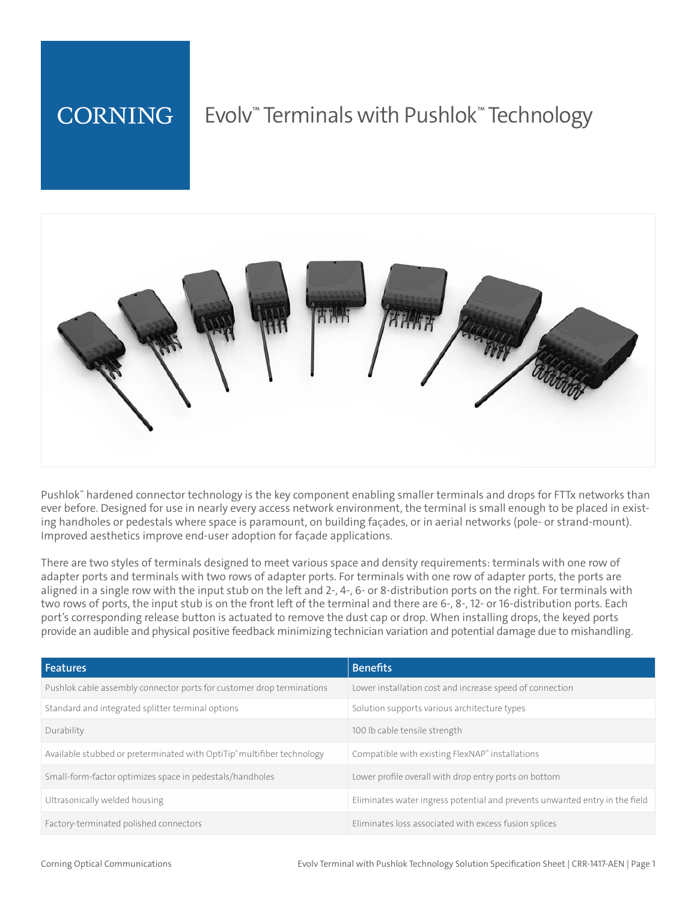CORNING

# Evolv™ Terminals with Pushlok™ Technology

Pushlok™ hardened connector technology is the key component enabling smaller terminals and drops for FTTx networks than ever before. Designed for use in nearly every access network environment, the terminal is small enough to be placed in existing handholes or pedestals where space is paramount, on building façades, or in aerial networks (pole- or strand-mount). Improved aesthetics improve end-user adoption for façade applications.

There are two styles of terminals designed to meet various space and density requirements: terminals with one row of adapter ports and terminals with two rows of adapter ports. For terminals with one row of adapter ports, the ports are aligned in a single row with the input stub on the left and 2-, 4-, 6- or 8-distribution ports on the right. For terminals with two rows of ports, the input stub is on the front left of the terminal and there are 6-, 8-, 12- or 16-distribution ports. Each port's corresponding release button is actuated to remove the dust cap or drop. When installing drops, the keyed ports provide an audible and physical positive feedback minimizing technician variation and potential damage due to mishandling.

| Features | Benefits |
|---|---|
| Pushlok cable assembly connector ports for customer drop terminations | Lower installation cost and increase speed of connection |
| Standard and integrated splitter terminal options | Solution supports various architecture types |
| Durability | 100 lb cable tensile strength |
| Available stubbed or preterminated with OptiTip® multifiber technology | Compatible with existing FlexNAP™ installations |
| Small-form-factor optimizes space in pedestals/handholes | Lower profile overall with drop entry ports on bottom |
| Ultrasonically welded housing | Eliminates water ingress potential and prevents unwanted entry in the field |
| Factory-terminated polished connectors | Eliminates loss associated with excess fusion splices |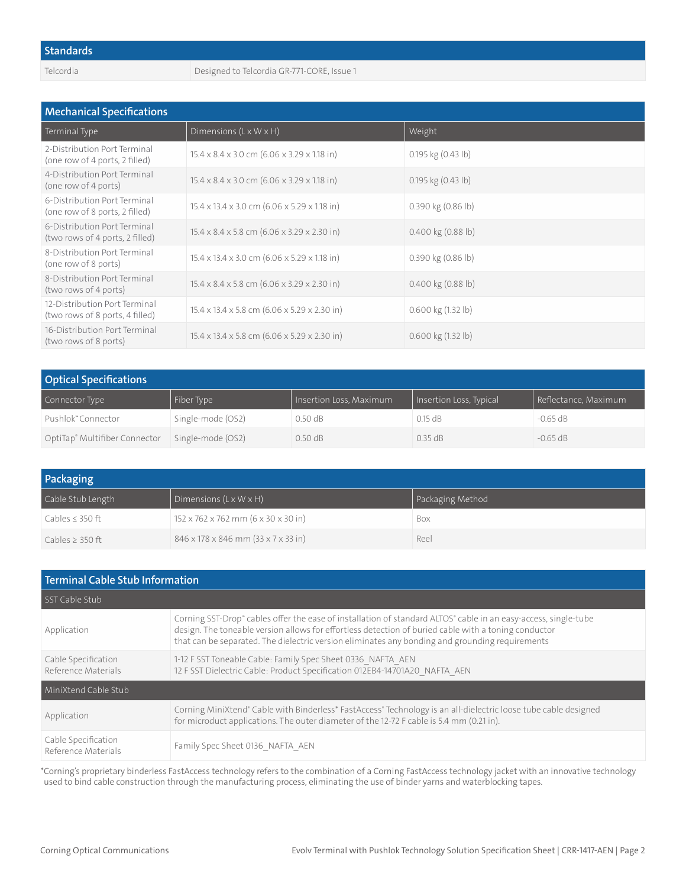## Standards

| Standards | |
|---|---|
| Telcordia | Designed to Telcordia GR-771-CORE, Issue 1 |

## Mechanical Specifications

| Terminal Type | Dimensions (L x W x H) | Weight |
|---|---|---|
| 2-Distribution Port Terminal (one row of 4 ports, 2 filled) | 15.4 x 8.4 x 3.0 cm (6.06 x 3.29 x 1.18 in) | 0.195 kg (0.43 lb) |
| 4-Distribution Port Terminal (one row of 4 ports) | 15.4 x 8.4 x 3.0 cm (6.06 x 3.29 x 1.18 in) | 0.195 kg (0.43 lb) |
| 6-Distribution Port Terminal (one row of 8 ports, 2 filled) | 15.4 x 13.4 x 3.0 cm (6.06 x 5.29 x 1.18 in) | 0.390 kg (0.86 lb) |
| 6-Distribution Port Terminal (two rows of 4 ports, 2 filled) | 15.4 x 8.4 x 5.8 cm (6.06 x 3.29 x 2.30 in) | 0.400 kg (0.88 lb) |
| 8-Distribution Port Terminal (one row of 8 ports) | 15.4 x 13.4 x 3.0 cm (6.06 x 5.29 x 1.18 in) | 0.390 kg (0.86 lb) |
| 8-Distribution Port Terminal (two rows of 4 ports) | 15.4 x 8.4 x 5.8 cm (6.06 x 3.29 x 2.30 in) | 0.400 kg (0.88 lb) |
| 12-Distribution Port Terminal (two rows of 8 ports, 4 filled) | 15.4 x 13.4 x 5.8 cm (6.06 x 5.29 x 2.30 in) | 0.600 kg (1.32 lb) |
| 16-Distribution Port Terminal (two rows of 8 ports) | 15.4 x 13.4 x 5.8 cm (6.06 x 5.29 x 2.30 in) | 0.600 kg (1.32 lb) |

## Optical Specifications

| Connector Type | Fiber Type | Insertion Loss, Maximum | Insertion Loss, Typical | Reflectance, Maximum |
|---|---|---|---|---|
| Pushlok™ Connector | Single-mode (OS2) | 0.50 dB | 0.15 dB | -0.65 dB |
| OptiTap® Multifiber Connector | Single-mode (OS2) | 0.50 dB | 0.35 dB | -0.65 dB |

## Packaging

| Cable Stub Length | Dimensions (L x W x H) | Packaging Method |
|---|---|---|
| Cables ≤ 350 ft | 152 x 762 x 762 mm (6 x 30 x 30 in) | Box |
| Cables ≥ 350 ft | 846 x 178 x 846 mm (33 x 7 x 33 in) | Reel |

## Terminal Cable Stub Information

| SST Cable Stub | |
|---|---|
| Application | Corning SST-Drop™ cables offer the ease of installation of standard ALTOS® cable in an easy-access, single-tube design. The toneable version allows for effortless detection of buried cable with a toning conductor that can be separated. The dielectric version eliminates any bonding and grounding requirements |
| Cable Specification Reference Materials | 1-12 F SST Toneable Cable: Family Spec Sheet 0336_NAFTA_AEN<br>12 F SST Dielectric Cable: Product Specification 012EB4-14701A20_NAFTA_AEN |
| **MiniXtend Cable Stub** | |
| Application | Corning MiniXtend® Cable with Binderless* FastAccess® Technology is an all-dielectric loose tube cable designed for microduct applications. The outer diameter of the 12-72 F cable is 5.4 mm (0.21 in). |
| Cable Specification Reference Materials | Family Spec Sheet 0136_NAFTA_AEN |

*Corning's proprietary binderless FastAccess technology refers to the combination of a Corning FastAccess technology jacket with an innovative technology used to bind cable construction through the manufacturing process, eliminating the use of binder yarns and waterblocking tapes.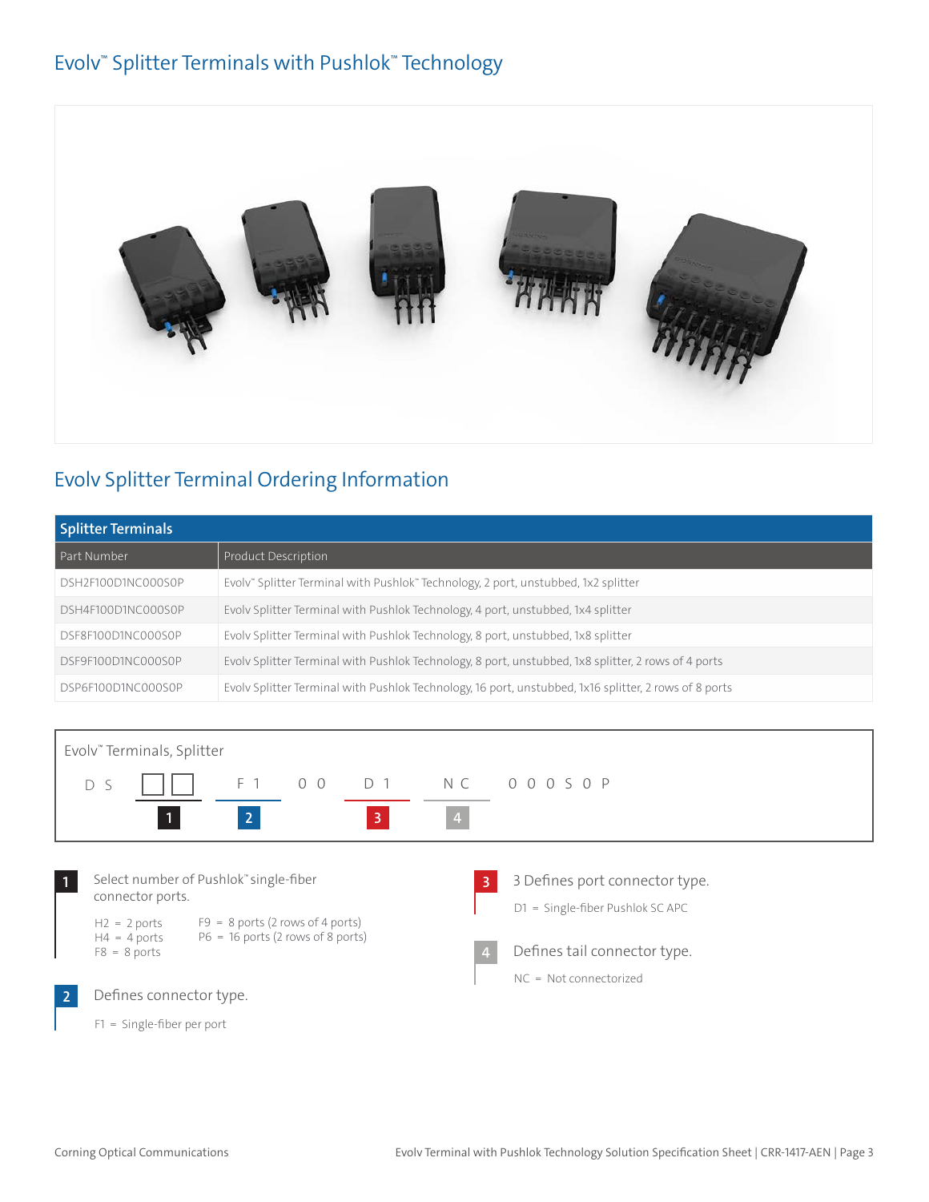# Evolv™ Splitter Terminals with Pushlok™ Technology

## Evolv Splitter Terminal Ordering Information

| Splitter Terminals | |
|---|---|
| **Part Number** | **Product Description** |
| DSH2F100D1NC000S0P | Evolv™ Splitter Terminal with Pushlok™ Technology, 2 port, unstubbed, 1x2 splitter |
| DSH4F100D1NC000S0P | Evolv Splitter Terminal with Pushlok Technology, 4 port, unstubbed, 1x4 splitter |
| DSF8F100D1NC000S0P | Evolv Splitter Terminal with Pushlok Technology, 8 port, unstubbed, 1x8 splitter |
| DSF9F100D1NC000S0P | Evolv Splitter Terminal with Pushlok Technology, 8 port, unstubbed, 1x8 splitter, 2 rows of 4 ports |
| DSP6F100D1NC000S0P | Evolv Splitter Terminal with Pushlok Technology, 16 port, unstubbed, 1x16 splitter, 2 rows of 8 ports |

**Evolv™ Terminals, Splitter**

D S [ ][ ] (1) F 1 (2) 0 0 D 1 (3) N C (4) 0 0 0 S 0 P

**1** Select number of Pushlok™ single-fiber connector ports.

- H2 = 2 ports
- H4 = 4 ports
- F8 = 8 ports
- F9 = 8 ports (2 rows of 4 ports)
- P6 = 16 ports (2 rows of 8 ports)

**2** Defines connector type.

- F1 = Single-fiber per port

**3** 3 Defines port connector type.

- D1 = Single-fiber Pushlok SC APC

**4** Defines tail connector type.

- NC = Not connectorized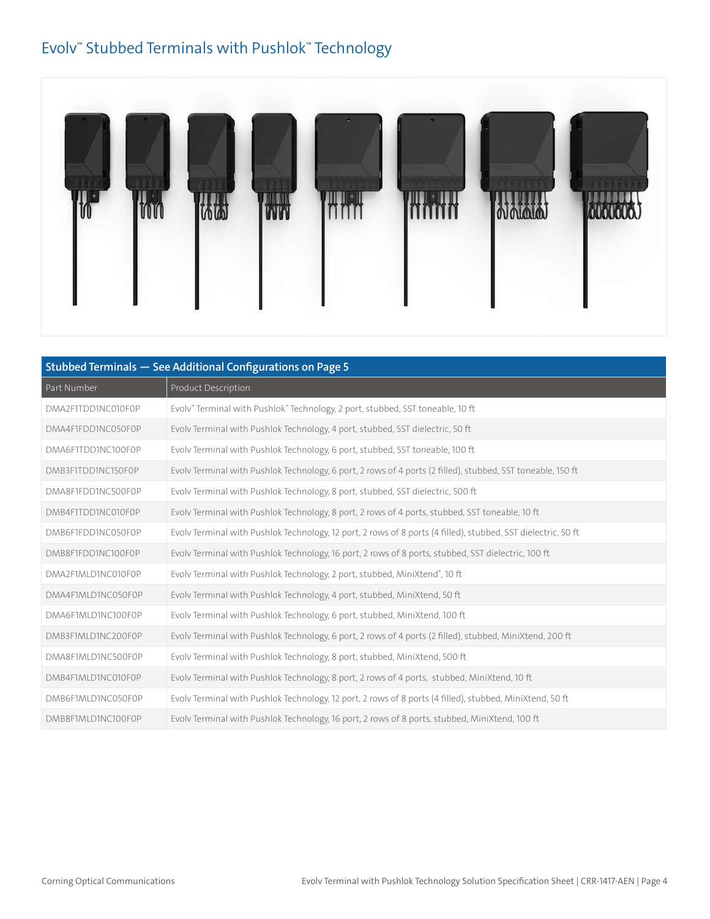# Evolv™ Stubbed Terminals with Pushlok™ Technology

| Stubbed Terminals — See Additional Configurations on Page 5 | |
|---|---|
| Part Number | Product Description |
| DMA2F1TDD1NC010F0P | Evolv™ Terminal with Pushlok™ Technology, 2 port, stubbed, SST toneable, 10 ft |
| DMA4F1FDD1NC050F0P | Evolv Terminal with Pushlok Technology, 4 port, stubbed, SST dielectric, 50 ft |
| DMA6F1TDD1NC100F0P | Evolv Terminal with Pushlok Technology, 6 port, stubbed, SST toneable, 100 ft |
| DMB3F1TDD1NC150F0P | Evolv Terminal with Pushlok Technology, 6 port, 2 rows of 4 ports (2 filled), stubbed, SST toneable, 150 ft |
| DMA8F1FDD1NC500F0P | Evolv Terminal with Pushlok Technology, 8 port, stubbed, SST dielectric, 500 ft |
| DMB4F1TDD1NC010F0P | Evolv Terminal with Pushlok Technology, 8 port, 2 rows of 4 ports, stubbed, SST toneable, 10 ft |
| DMB6F1FDD1NC050F0P | Evolv Terminal with Pushlok Technology, 12 port, 2 rows of 8 ports (4 filled), stubbed, SST dielectric, 50 ft |
| DMB8F1FDD1NC100F0P | Evolv Terminal with Pushlok Technology, 16 port, 2 rows of 8 ports, stubbed, SST dielectric, 100 ft |
| DMA2F1MLD1NC010F0P | Evolv Terminal with Pushlok Technology, 2 port, stubbed, MiniXtend®, 10 ft |
| DMA4F1MLD1NC050F0P | Evolv Terminal with Pushlok Technology, 4 port, stubbed, MiniXtend, 50 ft |
| DMA6F1MLD1NC100F0P | Evolv Terminal with Pushlok Technology, 6 port, stubbed, MiniXtend, 100 ft |
| DMB3F1MLD1NC200F0P | Evolv Terminal with Pushlok Technology, 6 port, 2 rows of 4 ports (2 filled), stubbed, MiniXtend, 200 ft |
| DMA8F1MLD1NC500F0P | Evolv Terminal with Pushlok Technology, 8 port, stubbed, MiniXtend, 500 ft |
| DMB4F1MLD1NC010F0P | Evolv Terminal with Pushlok Technology, 8 port, 2 rows of 4 ports, stubbed, MiniXtend, 10 ft |
| DMB6F1MLD1NC050F0P | Evolv Terminal with Pushlok Technology, 12 port, 2 rows of 8 ports (4 filled), stubbed, MiniXtend, 50 ft |
| DMB8F1MLD1NC100F0P | Evolv Terminal with Pushlok Technology, 16 port, 2 rows of 8 ports, stubbed, MiniXtend, 100 ft |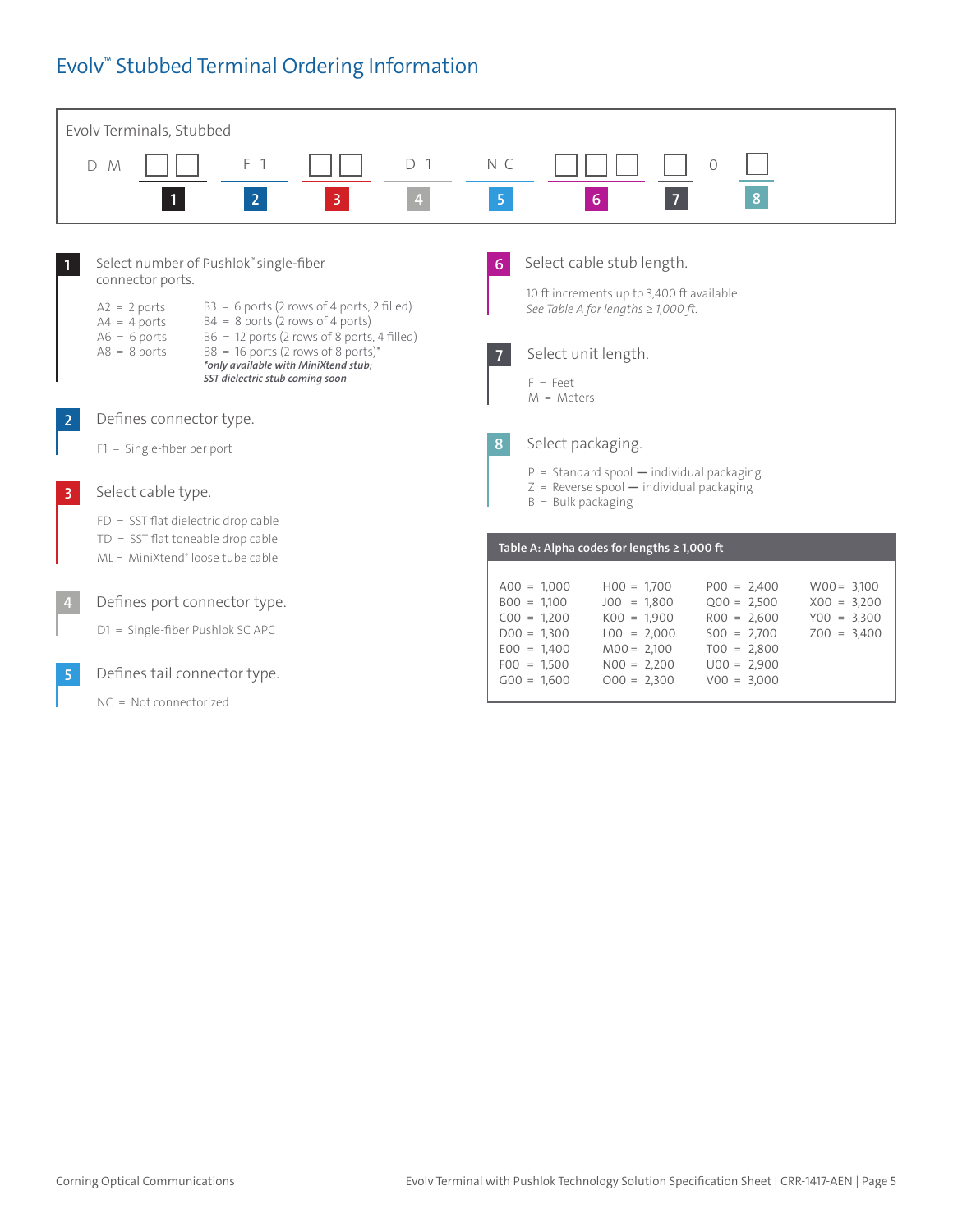# Evolv™ Stubbed Terminal Ordering Information

**Evolv Terminals, Stubbed**

| D M | ☐☐ | F 1 | ☐☐ | D 1 | N C | ☐☐☐ | ☐ | 0 | ☐ |
|---|---|---|---|---|---|---|---|---|---|
| | 1 | 2 | 3 | 4 | 5 | 6 | 7 | | 8 |

**1** Select number of Pushlok™ single-fiber connector ports.

- A2 = 2 ports
- A4 = 4 ports
- A6 = 6 ports
- A8 = 8 ports
- B3 = 6 ports (2 rows of 4 ports, 2 filled)
- B4 = 8 ports (2 rows of 4 ports)
- B6 = 12 ports (2 rows of 8 ports, 4 filled)
- B8 = 16 ports (2 rows of 8 ports)*

***only available with MiniXtend stub; SST dielectric stub coming soon***

**2** Defines connector type.

- F1 = Single-fiber per port

**3** Select cable type.

- FD = SST flat dielectric drop cable
- TD = SST flat toneable drop cable
- ML = MiniXtend® loose tube cable

**4** Defines port connector type.

- D1 = Single-fiber Pushlok SC APC

**5** Defines tail connector type.

- NC = Not connectorized

**6** Select cable stub length.

10 ft increments up to 3,400 ft available.
*See Table A for lengths ≥ 1,000 ft.*

**7** Select unit length.

- F = Feet
- M = Meters

**8** Select packaging.

- P = Standard spool — individual packaging
- Z = Reverse spool — individual packaging
- B = Bulk packaging

**Table A: Alpha codes for lengths ≥ 1,000 ft**

| | | | |
|---|---|---|---|
| A00 = 1,000 | H00 = 1,700 | P00 = 2,400 | W00 = 3,100 |
| B00 = 1,100 | J00 = 1,800 | Q00 = 2,500 | X00 = 3,200 |
| C00 = 1,200 | K00 = 1,900 | R00 = 2,600 | Y00 = 3,300 |
| D00 = 1,300 | L00 = 2,000 | S00 = 2,700 | Z00 = 3,400 |
| E00 = 1,400 | M00 = 2,100 | T00 = 2,800 | |
| F00 = 1,500 | N00 = 2,200 | U00 = 2,900 | |
| G00 = 1,600 | O00 = 2,300 | V00 = 3,000 | |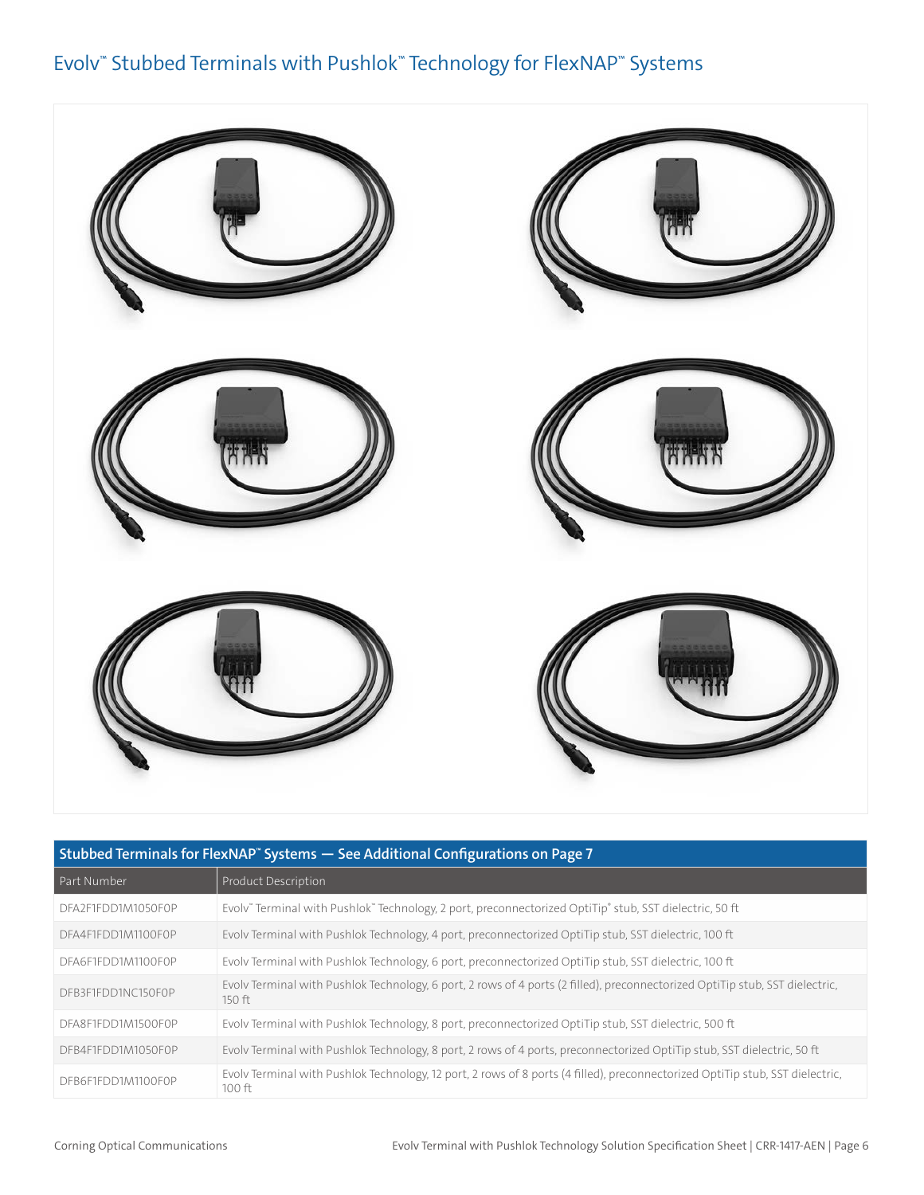# Evolv™ Stubbed Terminals with Pushlok™ Technology for FlexNAP™ Systems

| Stubbed Terminals for FlexNAP™ Systems — See Additional Configurations on Page 7 | |
|---|---|
| Part Number | Product Description |
| DFA2F1FDD1M1050F0P | Evolv™ Terminal with Pushlok™ Technology, 2 port, preconnectorized OptiTip® stub, SST dielectric, 50 ft |
| DFA4F1FDD1M1100F0P | Evolv Terminal with Pushlok Technology, 4 port, preconnectorized OptiTip stub, SST dielectric, 100 ft |
| DFA6F1FDD1M1100F0P | Evolv Terminal with Pushlok Technology, 6 port, preconnectorized OptiTip stub, SST dielectric, 100 ft |
| DFB3F1FDD1NC150F0P | Evolv Terminal with Pushlok Technology, 6 port, 2 rows of 4 ports (2 filled), preconnectorized OptiTip stub, SST dielectric, 150 ft |
| DFA8F1FDD1M1500F0P | Evolv Terminal with Pushlok Technology, 8 port, preconnectorized OptiTip stub, SST dielectric, 500 ft |
| DFB4F1FDD1M1050F0P | Evolv Terminal with Pushlok Technology, 8 port, 2 rows of 4 ports, preconnectorized OptiTip stub, SST dielectric, 50 ft |
| DFB6F1FDD1M1100F0P | Evolv Terminal with Pushlok Technology, 12 port, 2 rows of 8 ports (4 filled), preconnectorized OptiTip stub, SST dielectric, 100 ft |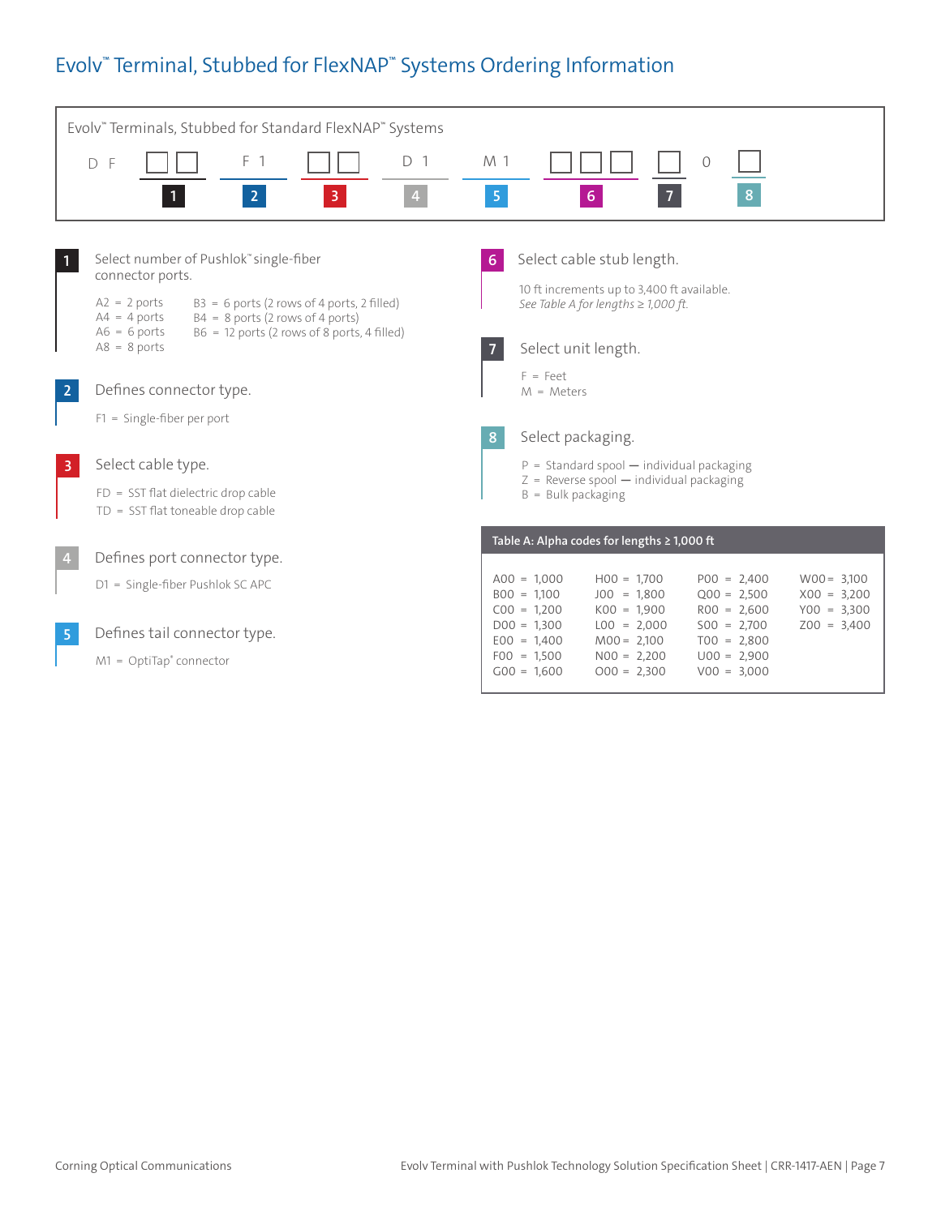# Evolv™ Terminal, Stubbed for FlexNAP™ Systems Ordering Information

## Evolv™ Terminals, Stubbed for Standard FlexNAP™ Systems

| D F | ☐☐ | F 1 | ☐☐ | D 1 | M 1 | ☐☐☐ | ☐ | 0 | ☐ |
|---|---|---|---|---|---|---|---|---|---|
| | 1 | 2 | 3 | 4 | 5 | 6 | 7 | | 8 |

**1** Select number of Pushlok™ single-fiber connector ports.

- A2 = 2 ports
- A4 = 4 ports
- A6 = 6 ports
- A8 = 8 ports
- B3 = 6 ports (2 rows of 4 ports, 2 filled)
- B4 = 8 ports (2 rows of 4 ports)
- B6 = 12 ports (2 rows of 8 ports, 4 filled)

**2** Defines connector type.

- F1 = Single-fiber per port

**3** Select cable type.

- FD = SST flat dielectric drop cable
- TD = SST flat toneable drop cable

**4** Defines port connector type.

- D1 = Single-fiber Pushlok SC APC

**5** Defines tail connector type.

- M1 = OptiTap® connector

**6** Select cable stub length.

10 ft increments up to 3,400 ft available.
*See Table A for lengths ≥ 1,000 ft.*

**7** Select unit length.

- F = Feet
- M = Meters

**8** Select packaging.

- P = Standard spool — individual packaging
- Z = Reverse spool — individual packaging
- B = Bulk packaging

**Table A: Alpha codes for lengths ≥ 1,000 ft**

| | | | |
|---|---|---|---|
| A00 = 1,000 | H00 = 1,700 | P00 = 2,400 | W00 = 3,100 |
| B00 = 1,100 | J00 = 1,800 | Q00 = 2,500 | X00 = 3,200 |
| C00 = 1,200 | K00 = 1,900 | R00 = 2,600 | Y00 = 3,300 |
| D00 = 1,300 | L00 = 2,000 | S00 = 2,700 | Z00 = 3,400 |
| E00 = 1,400 | M00 = 2,100 | T00 = 2,800 | |
| F00 = 1,500 | N00 = 2,200 | U00 = 2,900 | |
| G00 = 1,600 | O00 = 2,300 | V00 = 3,000 | |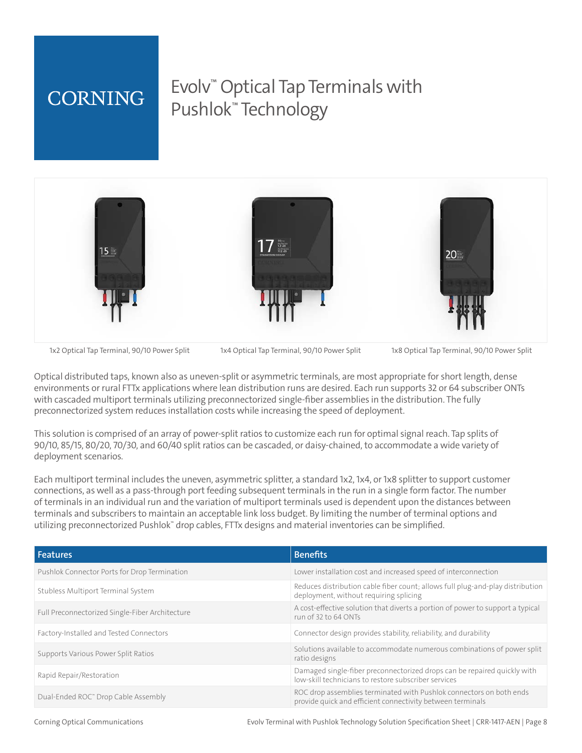CORNING

# Evolv™ Optical Tap Terminals with Pushlok™ Technology

1x2 Optical Tap Terminal, 90/10 Power Split

1x4 Optical Tap Terminal, 90/10 Power Split

1x8 Optical Tap Terminal, 90/10 Power Split

Optical distributed taps, known also as uneven-split or asymmetric terminals, are most appropriate for short length, dense environments or rural FTTx applications where lean distribution runs are desired. Each run supports 32 or 64 subscriber ONTs with cascaded multiport terminals utilizing preconnectorized single-fiber assemblies in the distribution. The fully preconnectorized system reduces installation costs while increasing the speed of deployment.

This solution is comprised of an array of power-split ratios to customize each run for optimal signal reach. Tap splits of 90/10, 85/15, 80/20, 70/30, and 60/40 split ratios can be cascaded, or daisy-chained, to accommodate a wide variety of deployment scenarios.

Each multiport terminal includes the uneven, asymmetric splitter, a standard 1x2, 1x4, or 1x8 splitter to support customer connections, as well as a pass-through port feeding subsequent terminals in the run in a single form factor. The number of terminals in an individual run and the variation of multiport terminals used is dependent upon the distances between terminals and subscribers to maintain an acceptable link loss budget. By limiting the number of terminal options and utilizing preconnectorized Pushlok™ drop cables, FTTx designs and material inventories can be simplified.

| Features | Benefits |
|---|---|
| Pushlok Connector Ports for Drop Termination | Lower installation cost and increased speed of interconnection |
| Stubless Multiport Terminal System | Reduces distribution cable fiber count; allows full plug-and-play distribution deployment, without requiring splicing |
| Full Preconnectorized Single-Fiber Architecture | A cost-effective solution that diverts a portion of power to support a typical run of 32 to 64 ONTs |
| Factory-Installed and Tested Connectors | Connector design provides stability, reliability, and durability |
| Supports Various Power Split Ratios | Solutions available to accommodate numerous combinations of power split ratio designs |
| Rapid Repair/Restoration | Damaged single-fiber preconnectorized drops can be repaired quickly with low-skill technicians to restore subscriber services |
| Dual-Ended ROC™ Drop Cable Assembly | ROC drop assemblies terminated with Pushlok connectors on both ends provide quick and efficient connectivity between terminals |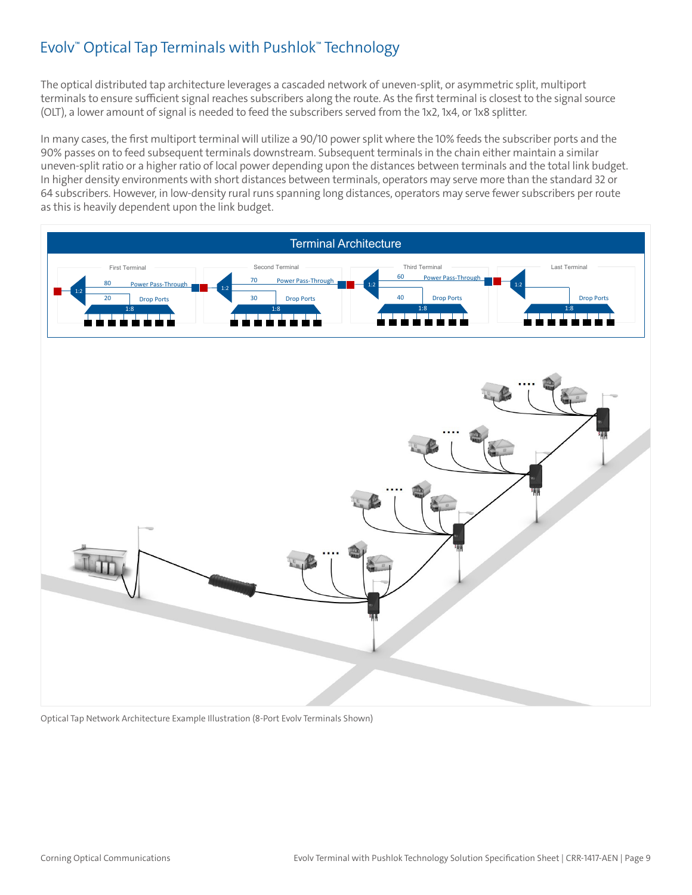# Evolv™ Optical Tap Terminals with Pushlok™ Technology

The optical distributed tap architecture leverages a cascaded network of uneven-split, or asymmetric split, multiport terminals to ensure sufficient signal reaches subscribers along the route. As the first terminal is closest to the signal source (OLT), a lower amount of signal is needed to feed the subscribers served from the 1x2, 1x4, or 1x8 splitter.

In many cases, the first multiport terminal will utilize a 90/10 power split where the 10% feeds the subscriber ports and the 90% passes on to feed subsequent terminals downstream. Subsequent terminals in the chain either maintain a similar uneven-split ratio or a higher ratio of local power depending upon the distances between terminals and the total link budget. In higher density environments with short distances between terminals, operators may serve more than the standard 32 or 64 subscribers. However, in low-density rural runs spanning long distances, operators may serve fewer subscribers per route as this is heavily dependent upon the link budget.

Optical Tap Network Architecture Example Illustration (8-Port Evolv Terminals Shown)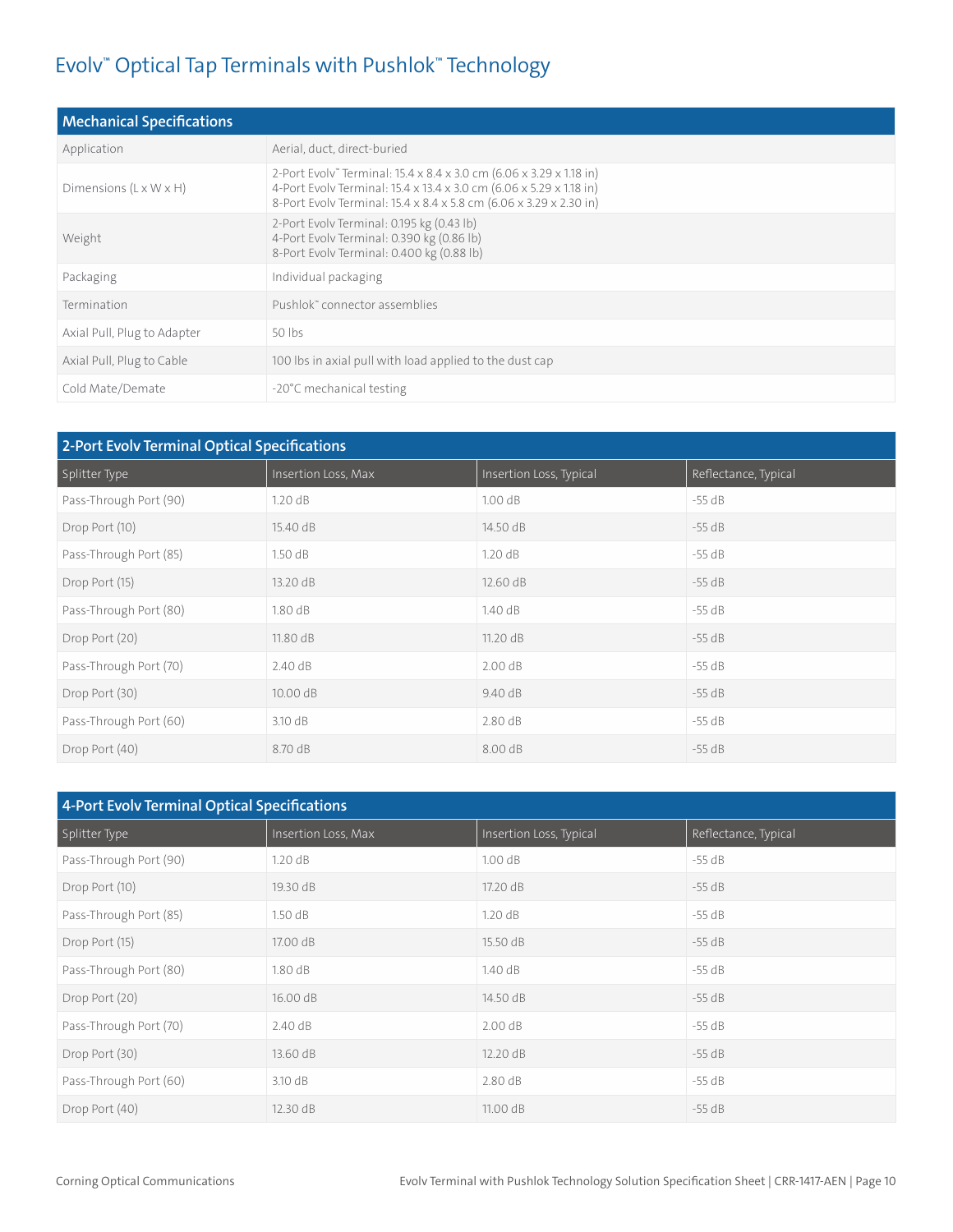# Evolv™ Optical Tap Terminals with Pushlok™ Technology

| Mechanical Specifications | |
|---|---|
| Application | Aerial, duct, direct-buried |
| Dimensions (L x W x H) | 2-Port Evolv™ Terminal: 15.4 x 8.4 x 3.0 cm (6.06 x 3.29 x 1.18 in)<br>4-Port Evolv Terminal: 15.4 x 13.4 x 3.0 cm (6.06 x 5.29 x 1.18 in)<br>8-Port Evolv Terminal: 15.4 x 8.4 x 5.8 cm (6.06 x 3.29 x 2.30 in) |
| Weight | 2-Port Evolv Terminal: 0.195 kg (0.43 lb)<br>4-Port Evolv Terminal: 0.390 kg (0.86 lb)<br>8-Port Evolv Terminal: 0.400 kg (0.88 lb) |
| Packaging | Individual packaging |
| Termination | Pushlok™ connector assemblies |
| Axial Pull, Plug to Adapter | 50 lbs |
| Axial Pull, Plug to Cable | 100 lbs in axial pull with load applied to the dust cap |
| Cold Mate/Demate | -20°C mechanical testing |

**2-Port Evolv Terminal Optical Specifications**

| Splitter Type | Insertion Loss, Max | Insertion Loss, Typical | Reflectance, Typical |
|---|---|---|---|
| Pass-Through Port (90) | 1.20 dB | 1.00 dB | -55 dB |
| Drop Port (10) | 15.40 dB | 14.50 dB | -55 dB |
| Pass-Through Port (85) | 1.50 dB | 1.20 dB | -55 dB |
| Drop Port (15) | 13.20 dB | 12.60 dB | -55 dB |
| Pass-Through Port (80) | 1.80 dB | 1.40 dB | -55 dB |
| Drop Port (20) | 11.80 dB | 11.20 dB | -55 dB |
| Pass-Through Port (70) | 2.40 dB | 2.00 dB | -55 dB |
| Drop Port (30) | 10.00 dB | 9.40 dB | -55 dB |
| Pass-Through Port (60) | 3.10 dB | 2.80 dB | -55 dB |
| Drop Port (40) | 8.70 dB | 8.00 dB | -55 dB |

**4-Port Evolv Terminal Optical Specifications**

| Splitter Type | Insertion Loss, Max | Insertion Loss, Typical | Reflectance, Typical |
|---|---|---|---|
| Pass-Through Port (90) | 1.20 dB | 1.00 dB | -55 dB |
| Drop Port (10) | 19.30 dB | 17.20 dB | -55 dB |
| Pass-Through Port (85) | 1.50 dB | 1.20 dB | -55 dB |
| Drop Port (15) | 17.00 dB | 15.50 dB | -55 dB |
| Pass-Through Port (80) | 1.80 dB | 1.40 dB | -55 dB |
| Drop Port (20) | 16.00 dB | 14.50 dB | -55 dB |
| Pass-Through Port (70) | 2.40 dB | 2.00 dB | -55 dB |
| Drop Port (30) | 13.60 dB | 12.20 dB | -55 dB |
| Pass-Through Port (60) | 3.10 dB | 2.80 dB | -55 dB |
| Drop Port (40) | 12.30 dB | 11.00 dB | -55 dB |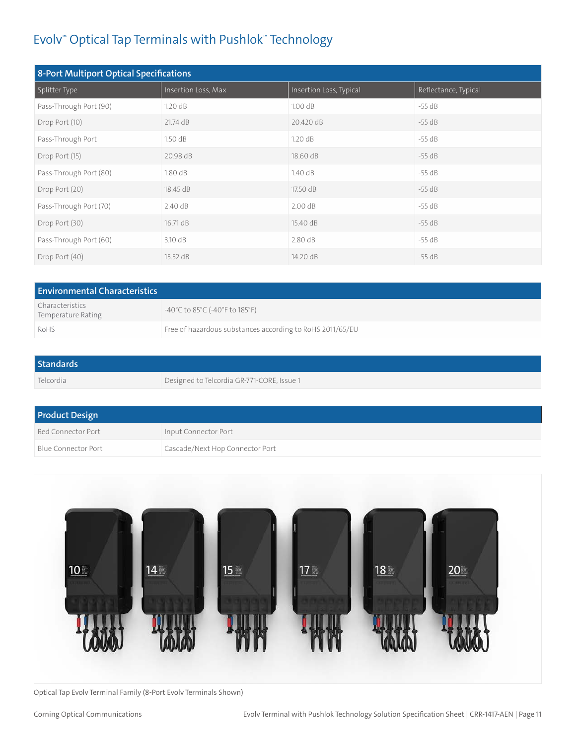# Evolv™ Optical Tap Terminals with Pushlok™ Technology

| 8-Port Multiport Optical Specifications | | | |
|---|---|---|---|
| Splitter Type | Insertion Loss, Max | Insertion Loss, Typical | Reflectance, Typical |
| Pass-Through Port (90) | 1.20 dB | 1.00 dB | -55 dB |
| Drop Port (10) | 21.74 dB | 20.420 dB | -55 dB |
| Pass-Through Port | 1.50 dB | 1.20 dB | -55 dB |
| Drop Port (15) | 20.98 dB | 18.60 dB | -55 dB |
| Pass-Through Port (80) | 1.80 dB | 1.40 dB | -55 dB |
| Drop Port (20) | 18.45 dB | 17.50 dB | -55 dB |
| Pass-Through Port (70) | 2.40 dB | 2.00 dB | -55 dB |
| Drop Port (30) | 16.71 dB | 15.40 dB | -55 dB |
| Pass-Through Port (60) | 3.10 dB | 2.80 dB | -55 dB |
| Drop Port (40) | 15.52 dB | 14.20 dB | -55 dB |

| Environmental Characteristics | |
|---|---|
| Characteristics Temperature Rating | -40°C to 85°C (-40°F to 185°F) |
| RoHS | Free of hazardous substances according to RoHS 2011/65/EU |

| Standards | |
|---|---|
| Telcordia | Designed to Telcordia GR-771-CORE, Issue 1 |

| Product Design | |
|---|---|
| Red Connector Port | Input Connector Port |
| Blue Connector Port | Cascade/Next Hop Connector Port |

Optical Tap Evolv Terminal Family (8-Port Evolv Terminals Shown)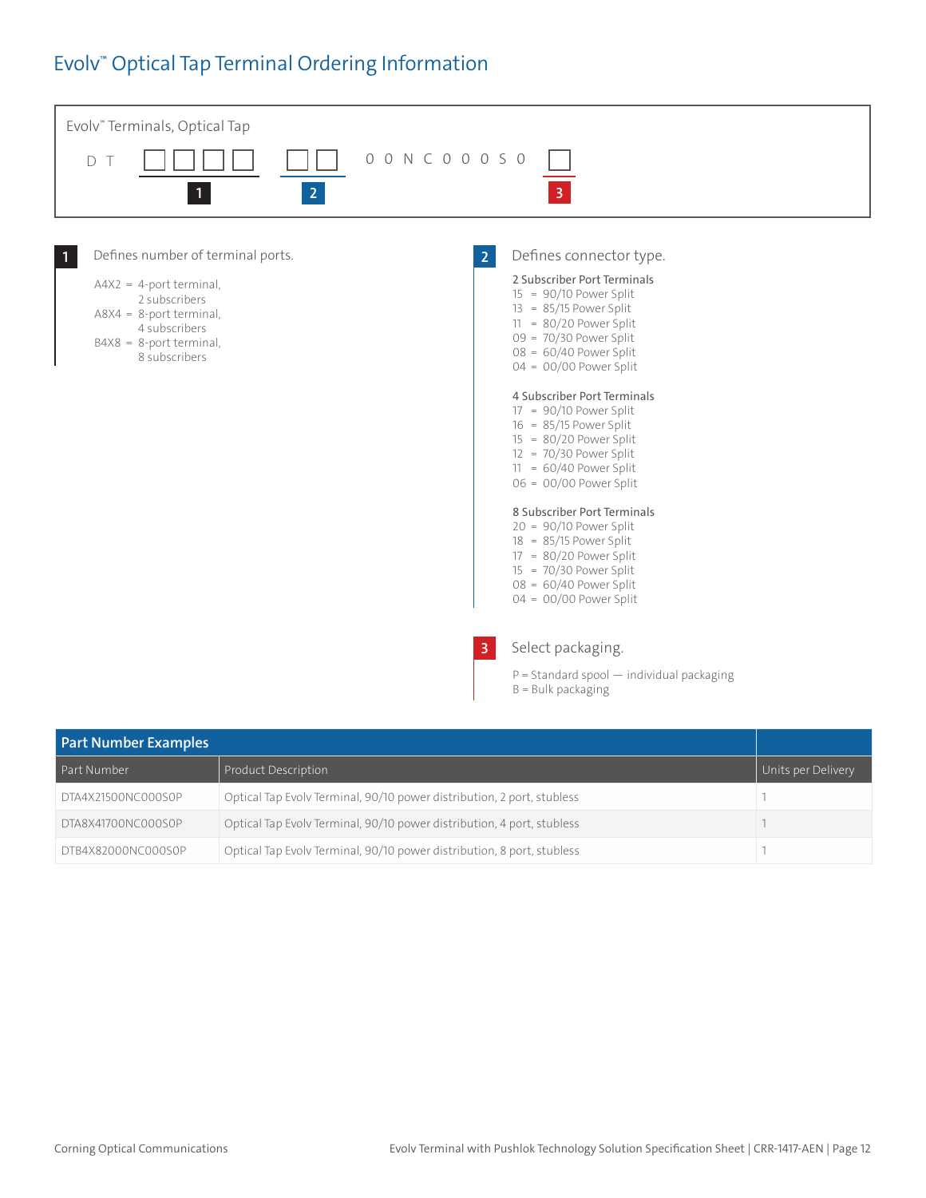# Evolv™ Optical Tap Terminal Ordering Information

Evolv™ Terminals, Optical Tap

D T □□□□ □□ 0 0 N C 0 0 0 S 0 □

1 — 2 — 3

**1** Defines number of terminal ports.

A4X2 = 4-port terminal, 2 subscribers
A8X4 = 8-port terminal, 4 subscribers
B4X8 = 8-port terminal, 8 subscribers

**2** Defines connector type.

**2 Subscriber Port Terminals**
15 = 90/10 Power Split
13 = 85/15 Power Split
11 = 80/20 Power Split
09 = 70/30 Power Split
08 = 60/40 Power Split
04 = 00/00 Power Split

**4 Subscriber Port Terminals**
17 = 90/10 Power Split
16 = 85/15 Power Split
15 = 80/20 Power Split
12 = 70/30 Power Split
11 = 60/40 Power Split
06 = 00/00 Power Split

**8 Subscriber Port Terminals**
20 = 90/10 Power Split
18 = 85/15 Power Split
17 = 80/20 Power Split
15 = 70/30 Power Split
08 = 60/40 Power Split
04 = 00/00 Power Split

**3** Select packaging.

P = Standard spool — individual packaging
B = Bulk packaging

**Part Number Examples**

| Part Number | Product Description | Units per Delivery |
|---|---|---|
| DTA4X21500NC000S0P | Optical Tap Evolv Terminal, 90/10 power distribution, 2 port, stubless | 1 |
| DTA8X41700NC000S0P | Optical Tap Evolv Terminal, 90/10 power distribution, 4 port, stubless | 1 |
| DTB4X82000NC000S0P | Optical Tap Evolv Terminal, 90/10 power distribution, 8 port, stubless | 1 |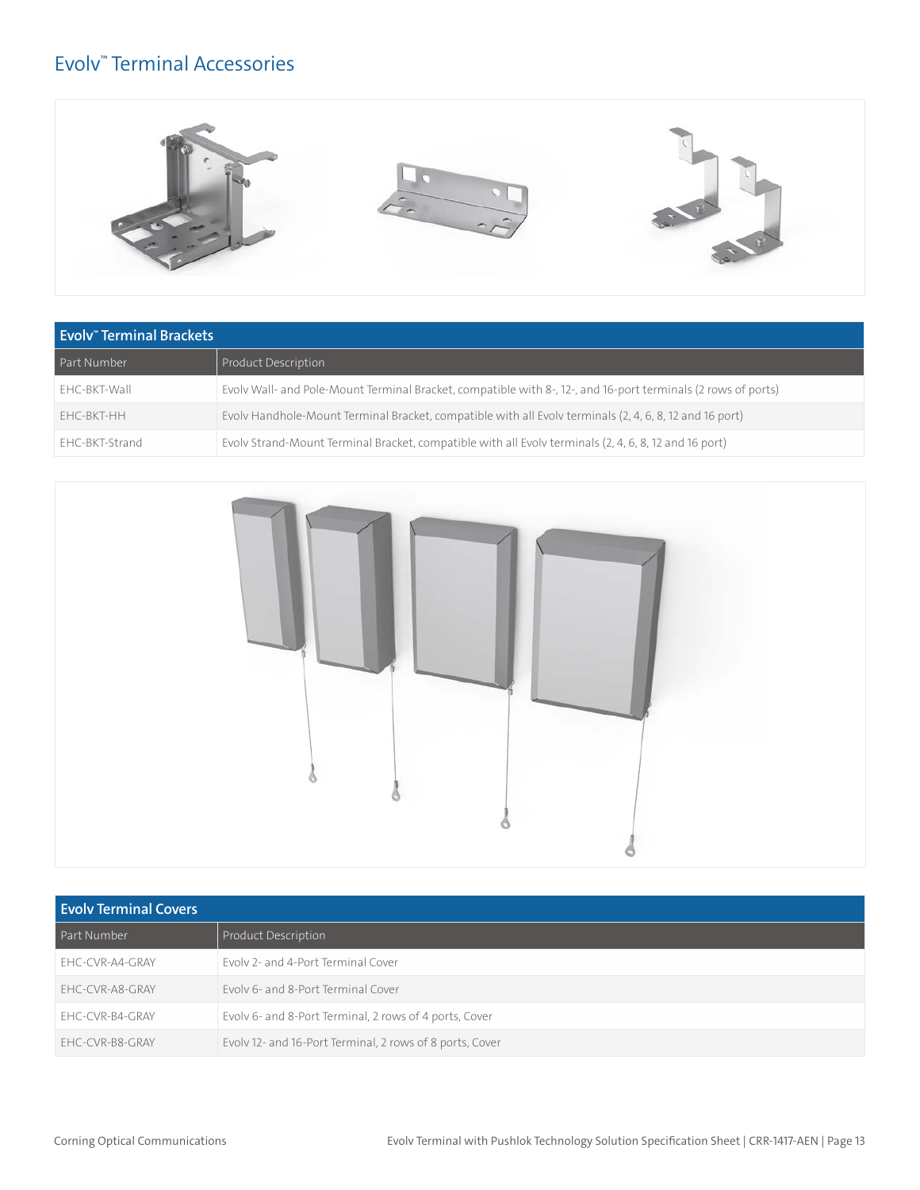# Evolv™ Terminal Accessories

| Evolv™ Terminal Brackets | |
| --- | --- |
| Part Number | Product Description |
| EHC-BKT-Wall | Evolv Wall- and Pole-Mount Terminal Bracket, compatible with 8-, 12-, and 16-port terminals (2 rows of ports) |
| EHC-BKT-HH | Evolv Handhole-Mount Terminal Bracket, compatible with all Evolv terminals (2, 4, 6, 8, 12 and 16 port) |
| EHC-BKT-Strand | Evolv Strand-Mount Terminal Bracket, compatible with all Evolv terminals (2, 4, 6, 8, 12 and 16 port) |

| Evolv Terminal Covers | |
| --- | --- |
| Part Number | Product Description |
| EHC-CVR-A4-GRAY | Evolv 2- and 4-Port Terminal Cover |
| EHC-CVR-A8-GRAY | Evolv 6- and 8-Port Terminal Cover |
| EHC-CVR-B4-GRAY | Evolv 6- and 8-Port Terminal, 2 rows of 4 ports, Cover |
| EHC-CVR-B8-GRAY | Evolv 12- and 16-Port Terminal, 2 rows of 8 ports, Cover |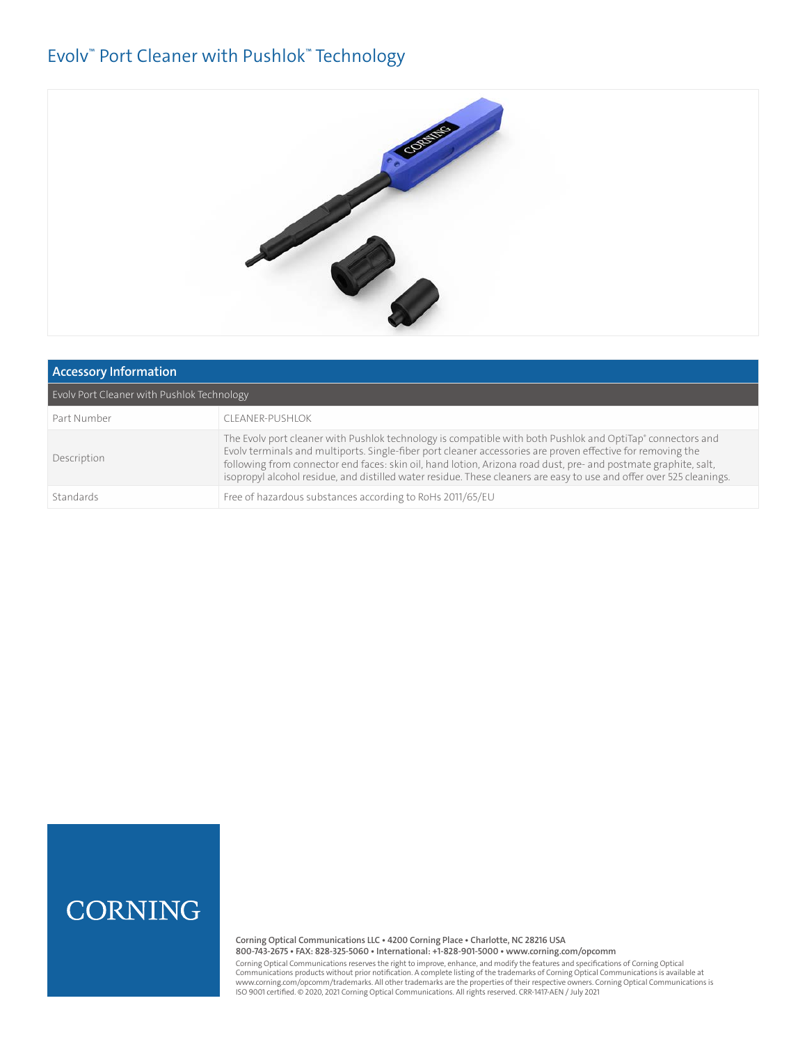# Evolv™ Port Cleaner with Pushlok™ Technology

| Accessory Information | |
|---|---|
| Evolv Port Cleaner with Pushlok Technology | |
| Part Number | CLEANER-PUSHLOK |
| Description | The Evolv port cleaner with Pushlok technology is compatible with both Pushlok and OptiTap® connectors and Evolv terminals and multiports. Single-fiber port cleaner accessories are proven effective for removing the following from connector end faces: skin oil, hand lotion, Arizona road dust, pre- and postmate graphite, salt, isopropyl alcohol residue, and distilled water residue. These cleaners are easy to use and offer over 525 cleanings. |
| Standards | Free of hazardous substances according to RoHs 2011/65/EU |

CORNING

**Corning Optical Communications LLC • 4200 Corning Place • Charlotte, NC 28216 USA**
**800-743-2675 • FAX: 828-325-5060 • International: +1-828-901-5000 • www.corning.com/opcomm**

Corning Optical Communications reserves the right to improve, enhance, and modify the features and specifications of Corning Optical Communications products without prior notification. A complete listing of the trademarks of Corning Optical Communications is available at www.corning.com/opcomm/trademarks. All other trademarks are the properties of their respective owners. Corning Optical Communications is ISO 9001 certified. © 2020, 2021 Corning Optical Communications. All rights reserved. CRR-1417-AEN / July 2021